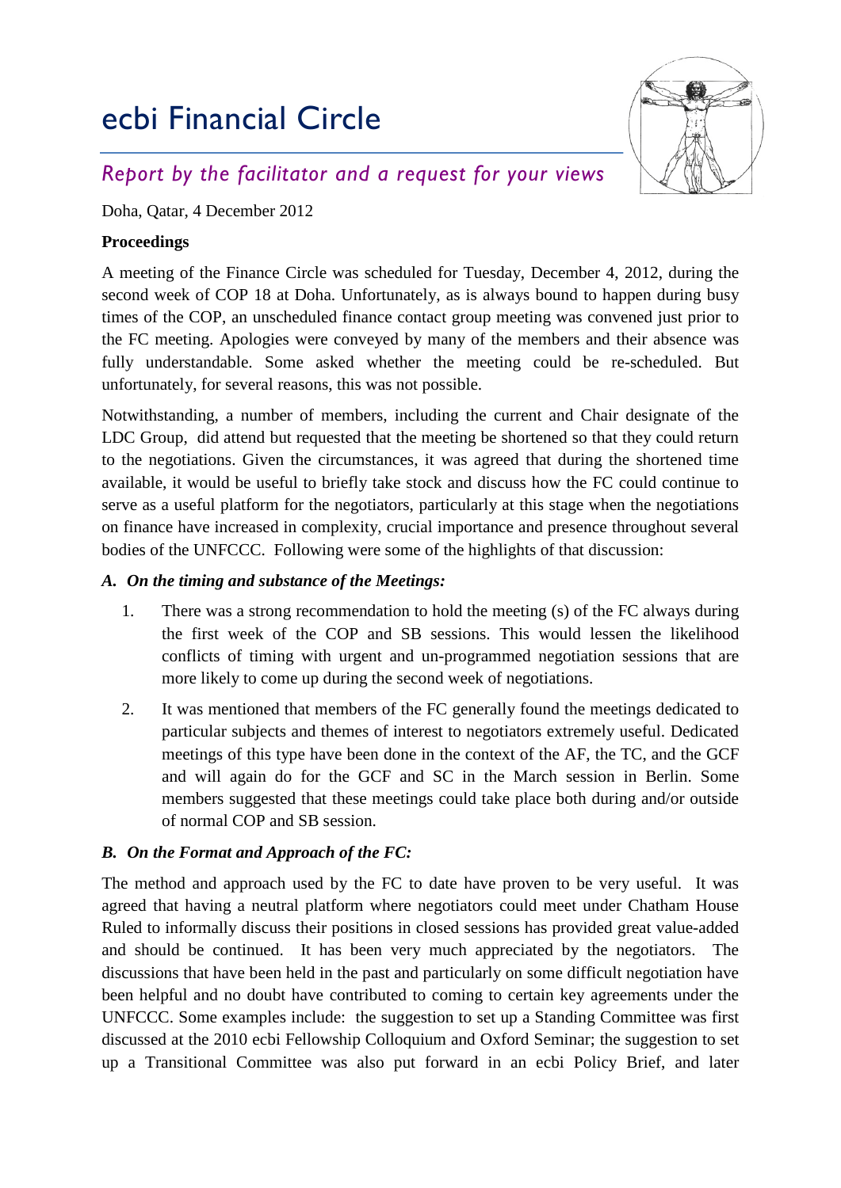# ecbi Financial Circle

## *Report by the facilitator and a request for your views*

Doha, Qatar, 4 December 2012

**Proceedings**

A meeting of the Finance Circle was scheduled for Tuesday, December 4, 2012, during the second week of COP 18 at Doha. Unfortunately, as is always bound to happen during busy times of the COP, an unscheduled finance contact group meeting was convened just prior to the FC meeting. Apologies were conveyed by many of the members and their absence was fully understandable. Some asked whether the meeting could be re-scheduled. But unfortunately, for several reasons, this was not possible.

Notwithstanding, a number of members, including the current and Chair designate of the LDC Group, did attend but requested that the meeting be shortened so that they could return to the negotiations. Given the circumstances, it was agreed that during the shortened time available, it would be useful to briefly take stock and discuss how the FC could continue to serve as a useful platform for the negotiators, particularly at this stage when the negotiations on finance have increased in complexity, crucial importance and presence throughout several bodies of the UNFCCC. Following were some of the highlights of that discussion:

***A. On the timing and substance of the Meetings:***

1. There was a strong recommendation to hold the meeting (s) of the FC always during the first week of the COP and SB sessions. This would lessen the likelihood conflicts of timing with urgent and un-programmed negotiation sessions that are more likely to come up during the second week of negotiations.
2. It was mentioned that members of the FC generally found the meetings dedicated to particular subjects and themes of interest to negotiators extremely useful. Dedicated meetings of this type have been done in the context of the AF, the TC, and the GCF and will again do for the GCF and SC in the March session in Berlin. Some members suggested that these meetings could take place both during and/or outside of normal COP and SB session.

***B. On the Format and Approach of the FC:***

The method and approach used by the FC to date have proven to be very useful. It was agreed that having a neutral platform where negotiators could meet under Chatham House Ruled to informally discuss their positions in closed sessions has provided great value-added and should be continued. It has been very much appreciated by the negotiators. The discussions that have been held in the past and particularly on some difficult negotiation have been helpful and no doubt have contributed to coming to certain key agreements under the UNFCCC. Some examples include: the suggestion to set up a Standing Committee was first discussed at the 2010 ecbi Fellowship Colloquium and Oxford Seminar; the suggestion to set up a Transitional Committee was also put forward in an ecbi Policy Brief, and later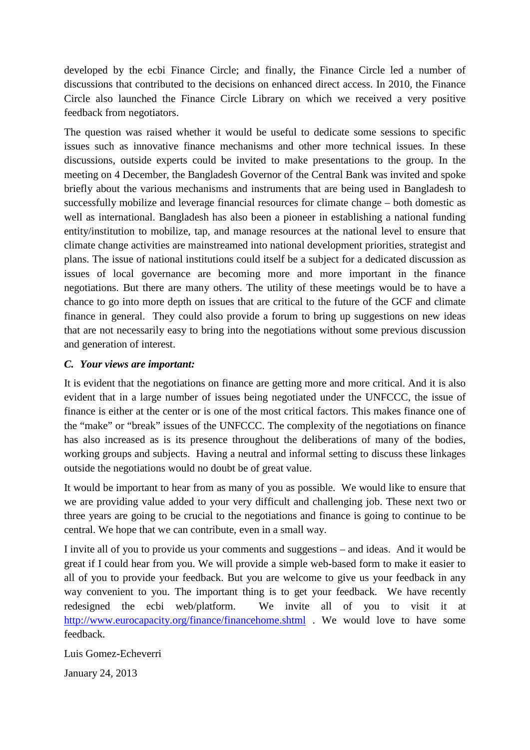developed by the ecbi Finance Circle; and finally, the Finance Circle led a number of discussions that contributed to the decisions on enhanced direct access. In 2010, the Finance Circle also launched the Finance Circle Library on which we received a very positive feedback from negotiators.

The question was raised whether it would be useful to dedicate some sessions to specific issues such as innovative finance mechanisms and other more technical issues. In these discussions, outside experts could be invited to make presentations to the group. In the meeting on 4 December, the Bangladesh Governor of the Central Bank was invited and spoke briefly about the various mechanisms and instruments that are being used in Bangladesh to successfully mobilize and leverage financial resources for climate change – both domestic as well as international. Bangladesh has also been a pioneer in establishing a national funding entity/institution to mobilize, tap, and manage resources at the national level to ensure that climate change activities are mainstreamed into national development priorities, strategist and plans. The issue of national institutions could itself be a subject for a dedicated discussion as issues of local governance are becoming more and more important in the finance negotiations. But there are many others. The utility of these meetings would be to have a chance to go into more depth on issues that are critical to the future of the GCF and climate finance in general. They could also provide a forum to bring up suggestions on new ideas that are not necessarily easy to bring into the negotiations without some previous discussion and generation of interest.

### *C. Your views are important:*

It is evident that the negotiations on finance are getting more and more critical. And it is also evident that in a large number of issues being negotiated under the UNFCCC, the issue of finance is either at the center or is one of the most critical factors. This makes finance one of the "make" or "break" issues of the UNFCCC. The complexity of the negotiations on finance has also increased as is its presence throughout the deliberations of many of the bodies, working groups and subjects. Having a neutral and informal setting to discuss these linkages outside the negotiations would no doubt be of great value.

It would be important to hear from as many of you as possible. We would like to ensure that we are providing value added to your very difficult and challenging job. These next two or three years are going to be crucial to the negotiations and finance is going to continue to be central. We hope that we can contribute, even in a small way.

I invite all of you to provide us your comments and suggestions – and ideas. And it would be great if I could hear from you. We will provide a simple web-based form to make it easier to all of you to provide your feedback. But you are welcome to give us your feedback in any way convenient to you. The important thing is to get your feedback. We have recently redesigned the ecbi web/platform. We invite all of you to visit it at http://www.eurocapacity.org/finance/financehome.shtml . We would love to have some feedback.

Luis Gomez-Echeverri

January 24, 2013